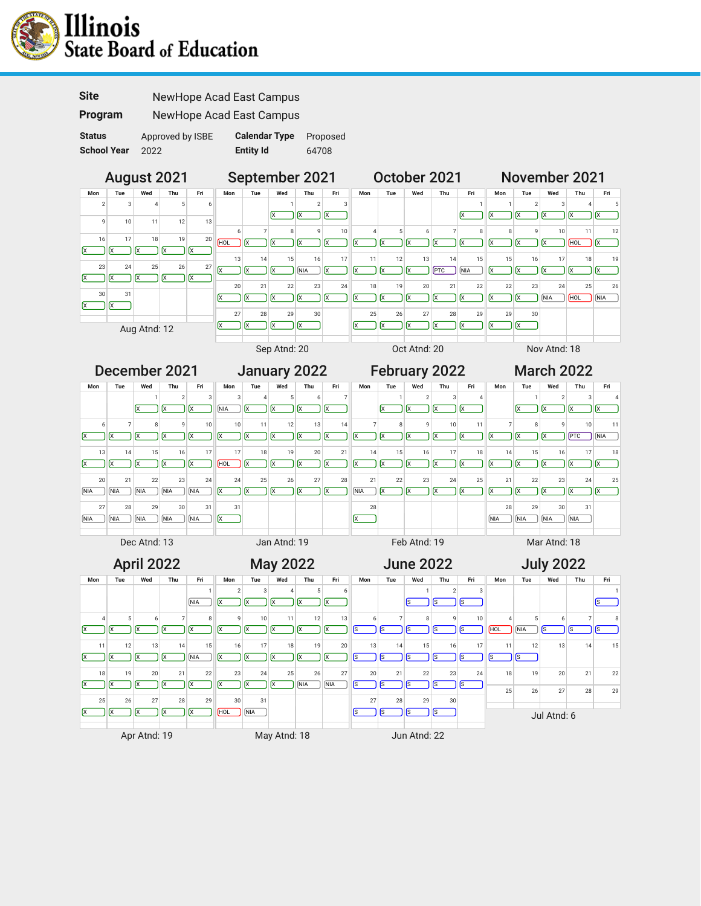# Illinois State Board of Education

| | |
|---|---|
| **Site** | NewHope Acad East Campus |
| **Program** | NewHope Acad East Campus |

| | | | |
|---|---|---|---|
| **Status** | Approved by ISBE | **Calendar Type** | Proposed |
| **School Year** | 2022 | **Entity Id** | 64708 |

## August 2021

| Mon | Tue | Wed | Thu | Fri |
|---|---|---|---|---|
| 2 | 3 | 4 | 5 | 6 |
| 9 | 10 | 11 | 12 | 13 |
| 16 X | 17 X | 18 X | 19 X | 20 X |
| 23 X | 24 X | 25 X | 26 X | 27 X |
| 30 X | 31 X | | | |

Aug Atnd: 12

## September 2021

| Mon | Tue | Wed | Thu | Fri |
|---|---|---|---|---|
| | | 1 X | 2 X | 3 X |
| 6 HOL | 7 X | 8 X | 9 X | 10 X |
| 13 X | 14 X | 15 X | 16 NIA | 17 X |
| 20 X | 21 X | 22 X | 23 X | 24 X |
| 27 X | 28 X | 29 X | 30 X | |

Sep Atnd: 20

## October 2021

| Mon | Tue | Wed | Thu | Fri |
|---|---|---|---|---|
| | | | | 1 X |
| 4 X | 5 X | 6 X | 7 X | 8 X |
| 11 X | 12 X | 13 X | 14 PTC | 15 NIA |
| 18 X | 19 X | 20 X | 21 X | 22 X |
| 25 X | 26 X | 27 X | 28 X | 29 X |

Oct Atnd: 20

## November 2021

| Mon | Tue | Wed | Thu | Fri |
|---|---|---|---|---|
| 1 X | 2 X | 3 X | 4 X | 5 X |
| 8 X | 9 X | 10 X | 11 HOL | 12 X |
| 15 X | 16 X | 17 X | 18 X | 19 X |
| 22 X | 23 X | 24 NIA | 25 HOL | 26 NIA |
| 29 X | 30 X | | | |

Nov Atnd: 18

## December 2021

| Mon | Tue | Wed | Thu | Fri |
|---|---|---|---|---|
| | | 1 X | 2 X | 3 X |
| 6 X | 7 X | 8 X | 9 X | 10 X |
| 13 X | 14 X | 15 X | 16 X | 17 X |
| 20 NIA | 21 NIA | 22 NIA | 23 NIA | 24 NIA |
| 27 NIA | 28 NIA | 29 NIA | 30 NIA | 31 NIA |

Dec Atnd: 13

## January 2022

| Mon | Tue | Wed | Thu | Fri |
|---|---|---|---|---|
| 3 NIA | 4 X | 5 X | 6 X | 7 X |
| 10 X | 11 X | 12 X | 13 X | 14 X |
| 17 HOL | 18 X | 19 X | 20 X | 21 X |
| 24 X | 25 X | 26 X | 27 X | 28 X |
| 31 X | | | | |

Jan Atnd: 19

## February 2022

| Mon | Tue | Wed | Thu | Fri |
|---|---|---|---|---|
| | 1 X | 2 X | 3 X | 4 X |
| 7 X | 8 X | 9 X | 10 X | 11 X |
| 14 X | 15 X | 16 X | 17 X | 18 X |
| 21 NIA | 22 X | 23 X | 24 X | 25 X |
| 28 X | | | | |

Feb Atnd: 19

## March 2022

| Mon | Tue | Wed | Thu | Fri |
|---|---|---|---|---|
| | 1 X | 2 X | 3 X | 4 X |
| 7 X | 8 X | 9 X | 10 PTC | 11 NIA |
| 14 X | 15 X | 16 X | 17 X | 18 X |
| 21 X | 22 X | 23 X | 24 X | 25 X |
| 28 NIA | 29 NIA | 30 NIA | 31 NIA | |

Mar Atnd: 18

## April 2022

| Mon | Tue | Wed | Thu | Fri |
|---|---|---|---|---|
| | | | | 1 NIA |
| 4 X | 5 X | 6 X | 7 X | 8 X |
| 11 X | 12 X | 13 X | 14 X | 15 NIA |
| 18 X | 19 X | 20 X | 21 X | 22 X |
| 25 X | 26 X | 27 X | 28 X | 29 X |

Apr Atnd: 19

## May 2022

| Mon | Tue | Wed | Thu | Fri |
|---|---|---|---|---|
| 2 X | 3 X | 4 X | 5 X | 6 X |
| 9 X | 10 X | 11 X | 12 X | 13 X |
| 16 X | 17 X | 18 X | 19 X | 20 X |
| 23 X | 24 X | 25 X | 26 NIA | 27 NIA |
| 30 HOL | 31 NIA | | | |

May Atnd: 18

## June 2022

| Mon | Tue | Wed | Thu | Fri |
|---|---|---|---|---|
| | | 1 S | 2 S | 3 S |
| 6 S | 7 S | 8 S | 9 S | 10 S |
| 13 S | 14 S | 15 S | 16 S | 17 S |
| 20 S | 21 S | 22 S | 23 S | 24 S |
| 27 S | 28 S | 29 S | 30 S | |

Jun Atnd: 22

## July 2022

| Mon | Tue | Wed | Thu | Fri |
|---|---|---|---|---|
| | | | | 1 S |
| 4 HOL | 5 NIA | 6 S | 7 S | 8 S |
| 11 S | 12 S | 13 | 14 | 15 |
| 18 | 19 | 20 | 21 | 22 |
| 25 | 26 | 27 | 28 | 29 |

Jul Atnd: 6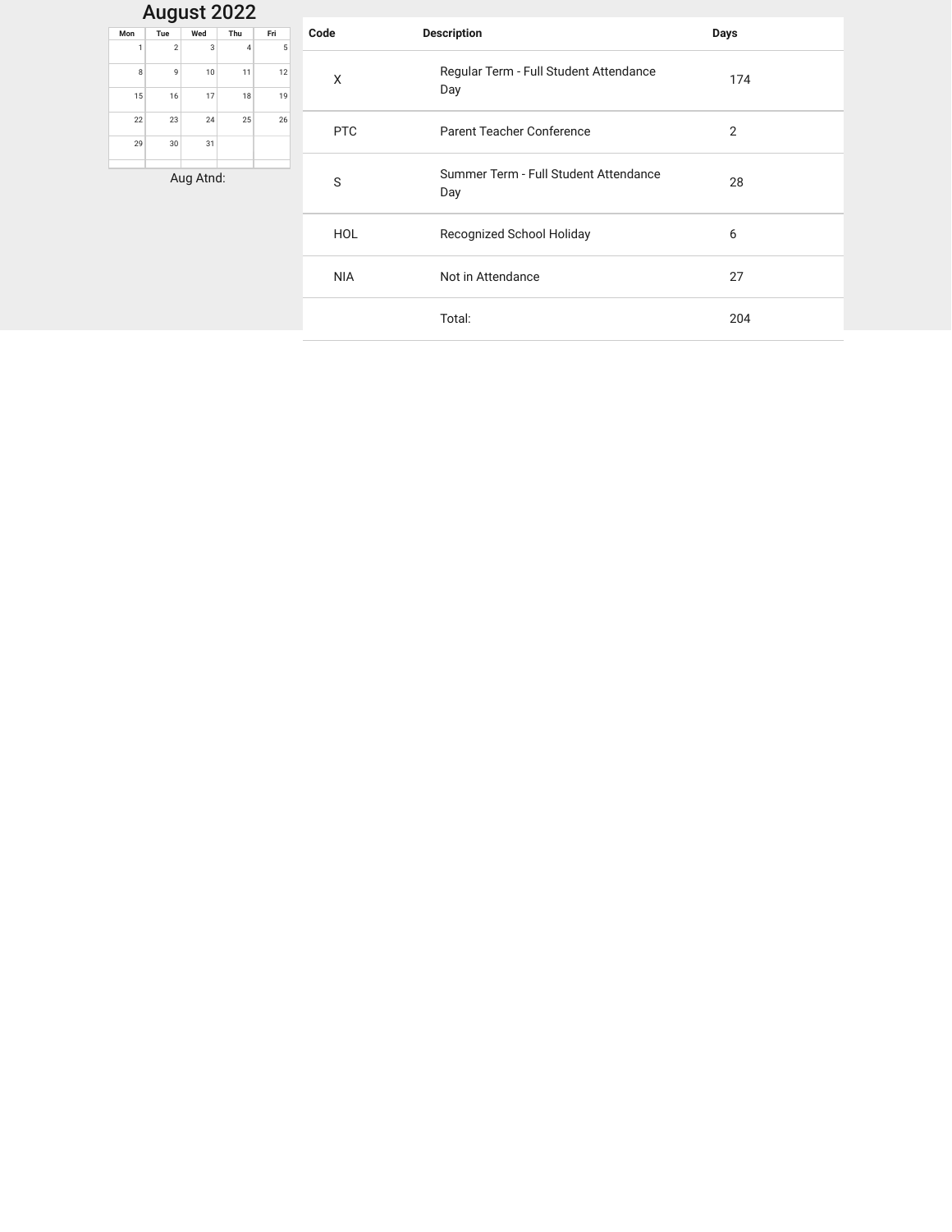## August 2022

| Mon | Tue | Wed | Thu | Fri |
|---|---|---|---|---|
| 1 | 2 | 3 | 4 | 5 |
| 8 | 9 | 10 | 11 | 12 |
| 15 | 16 | 17 | 18 | 19 |
| 22 | 23 | 24 | 25 | 26 |
| 29 | 30 | 31 | | |

Aug Atnd:

| Code | Description | Days |
|---|---|---|
| X | Regular Term - Full Student Attendance Day | 174 |
| PTC | Parent Teacher Conference | 2 |
| S | Summer Term - Full Student Attendance Day | 28 |
| HOL | Recognized School Holiday | 6 |
| NIA | Not in Attendance | 27 |
| | Total: | 204 |